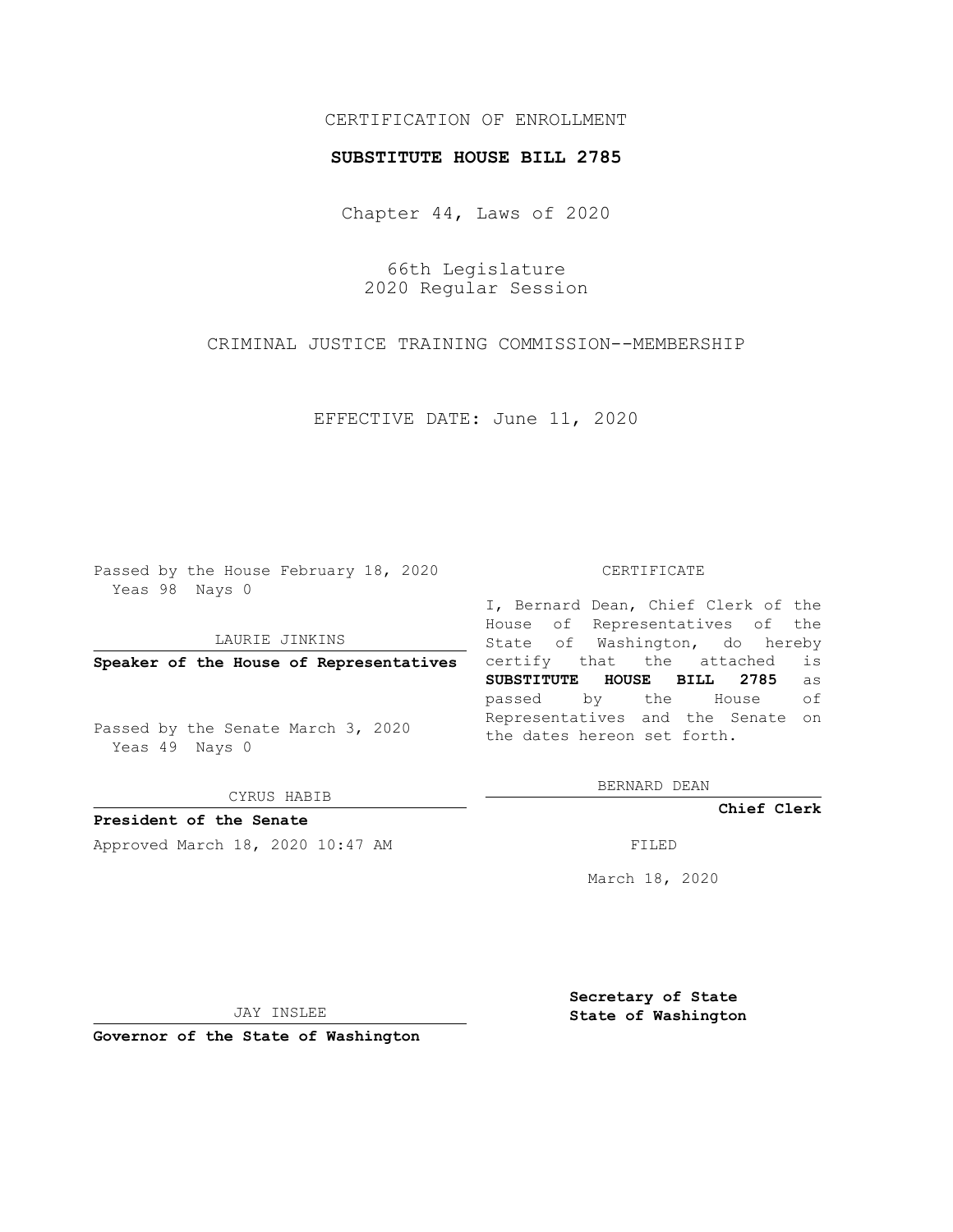CERTIFICATION OF ENROLLMENT

**SUBSTITUTE HOUSE BILL 2785**

Chapter 44, Laws of 2020

66th Legislature
2020 Regular Session

CRIMINAL JUSTICE TRAINING COMMISSION--MEMBERSHIP

EFFECTIVE DATE: June 11, 2020

Passed by the House February 18, 2020
Yeas 98 Nays 0

LAURIE JINKINS

**Speaker of the House of Representatives**

Passed by the Senate March 3, 2020
Yeas 49 Nays 0

CYRUS HABIB

**President of the Senate**

Approved March 18, 2020 10:47 AM

JAY INSLEE

**Governor of the State of Washington**

CERTIFICATE

I, Bernard Dean, Chief Clerk of the House of Representatives of the State of Washington, do hereby certify that the attached is **SUBSTITUTE HOUSE BILL 2785** as passed by the House of Representatives and the Senate on the dates hereon set forth.

BERNARD DEAN

**Chief Clerk**

FILED

March 18, 2020

**Secretary of State**
**State of Washington**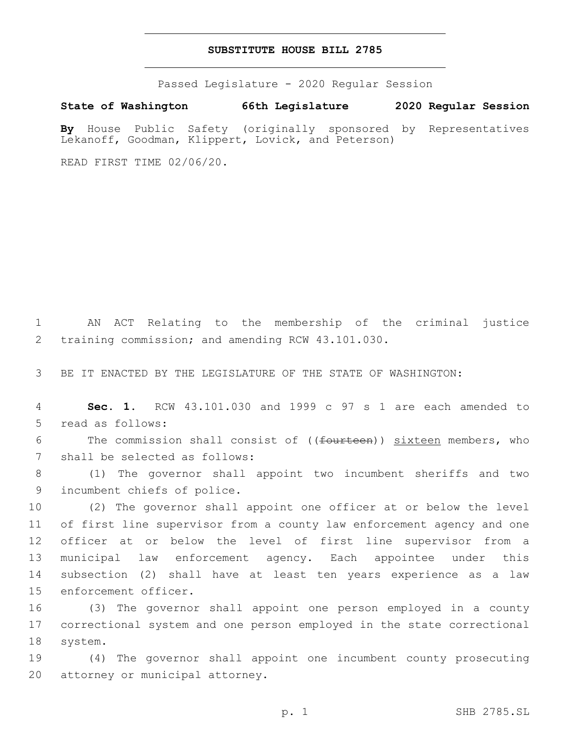# SUBSTITUTE HOUSE BILL 2785

Passed Legislature - 2020 Regular Session

**State of Washington 66th Legislature 2020 Regular Session**

**By** House Public Safety (originally sponsored by Representatives Lekanoff, Goodman, Klippert, Lovick, and Peterson)

READ FIRST TIME 02/06/20.

AN ACT Relating to the membership of the criminal justice training commission; and amending RCW 43.101.030.

BE IT ENACTED BY THE LEGISLATURE OF THE STATE OF WASHINGTON:

**Sec. 1.** RCW 43.101.030 and 1999 c 97 s 1 are each amended to read as follows:

The commission shall consist of ((~~fourteen~~)) <u>sixteen</u> members, who shall be selected as follows:

(1) The governor shall appoint two incumbent sheriffs and two incumbent chiefs of police.

(2) The governor shall appoint one officer at or below the level of first line supervisor from a county law enforcement agency and one officer at or below the level of first line supervisor from a municipal law enforcement agency. Each appointee under this subsection (2) shall have at least ten years experience as a law enforcement officer.

(3) The governor shall appoint one person employed in a county correctional system and one person employed in the state correctional system.

(4) The governor shall appoint one incumbent county prosecuting attorney or municipal attorney.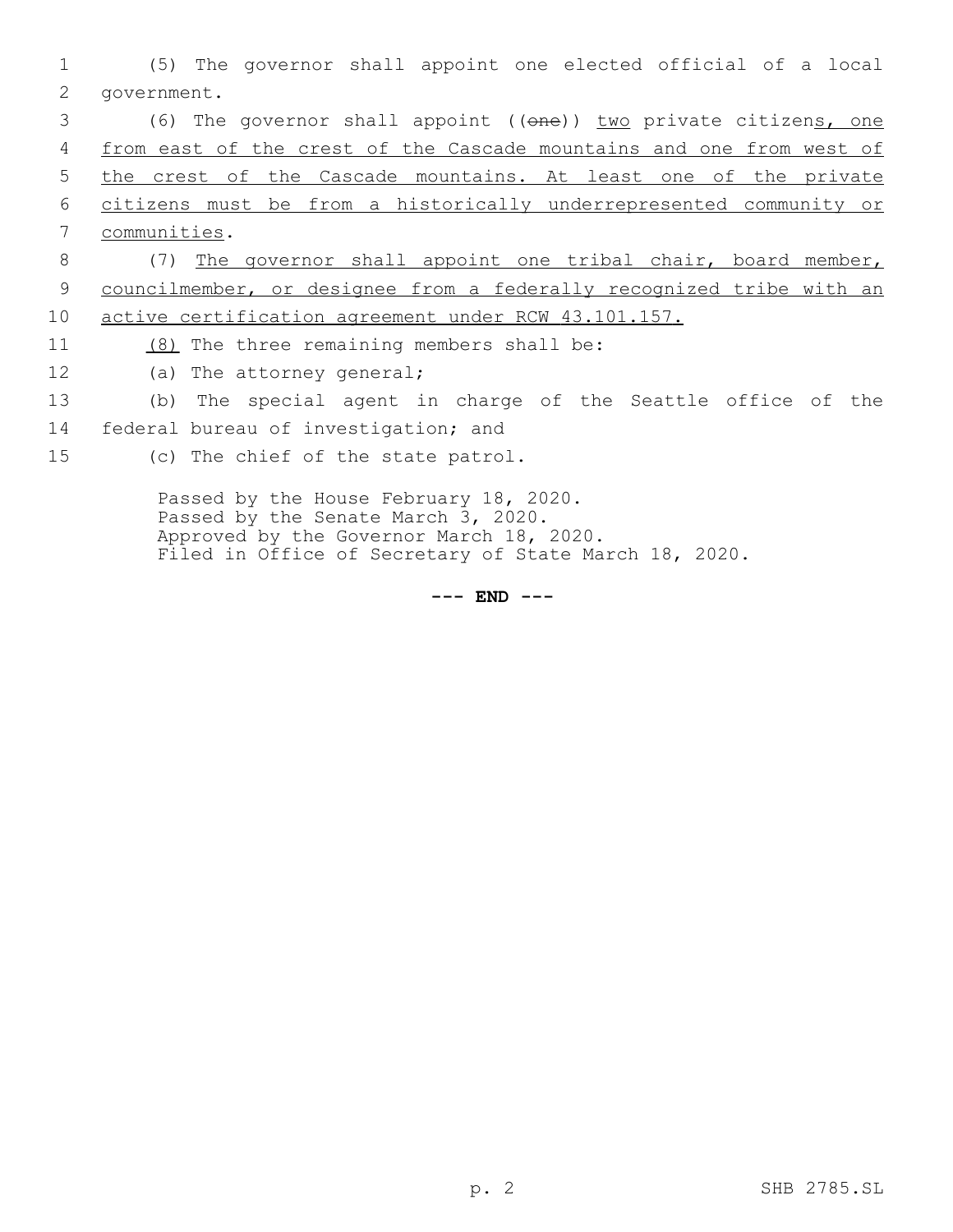(5) The governor shall appoint one elected official of a local government.

(6) The governor shall appoint ((~~one~~)) <u>two</u> private citizen<u>s, one from east of the crest of the Cascade mountains and one from west of the crest of the Cascade mountains. At least one of the private citizens must be from a historically underrepresented community or communities</u>.

(7) <u>The governor shall appoint one tribal chair, board member, councilmember, or designee from a federally recognized tribe with an active certification agreement under RCW 43.101.157.</u>

<u>(8)</u> The three remaining members shall be:

(a) The attorney general;

(b) The special agent in charge of the Seattle office of the federal bureau of investigation; and

(c) The chief of the state patrol.

Passed by the House February 18, 2020.
Passed by the Senate March 3, 2020.
Approved by the Governor March 18, 2020.
Filed in Office of Secretary of State March 18, 2020.

**--- END ---**